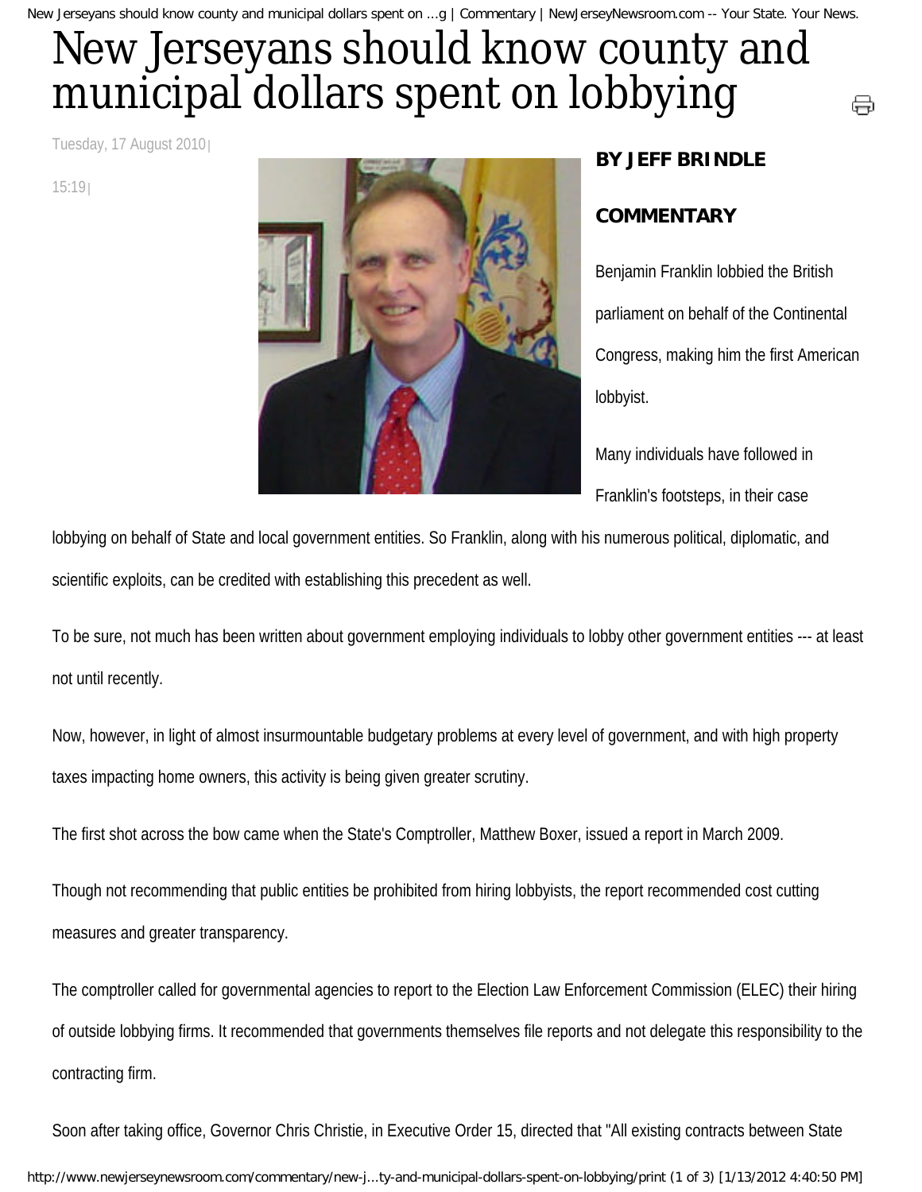# New Jerseyans should know county and municipal dollars spent on lobbying

Tuesday, 17 August 2010 | 15:19 |

**BY JEFF BRINDLE**

**COMMENTARY**

Benjamin Franklin lobbied the British parliament on behalf of the Continental Congress, making him the first American lobbyist.

Many individuals have followed in Franklin's footsteps, in their case lobbying on behalf of State and local government entities. So Franklin, along with his numerous political, diplomatic, and scientific exploits, can be credited with establishing this precedent as well.

To be sure, not much has been written about government employing individuals to lobby other government entities --- at least not until recently.

Now, however, in light of almost insurmountable budgetary problems at every level of government, and with high property taxes impacting home owners, this activity is being given greater scrutiny.

The first shot across the bow came when the State's Comptroller, Matthew Boxer, issued a report in March 2009.

Though not recommending that public entities be prohibited from hiring lobbyists, the report recommended cost cutting measures and greater transparency.

The comptroller called for governmental agencies to report to the Election Law Enforcement Commission (ELEC) their hiring of outside lobbying firms. It recommended that governments themselves file reports and not delegate this responsibility to the contracting firm.

Soon after taking office, Governor Chris Christie, in Executive Order 15, directed that "All existing contracts between State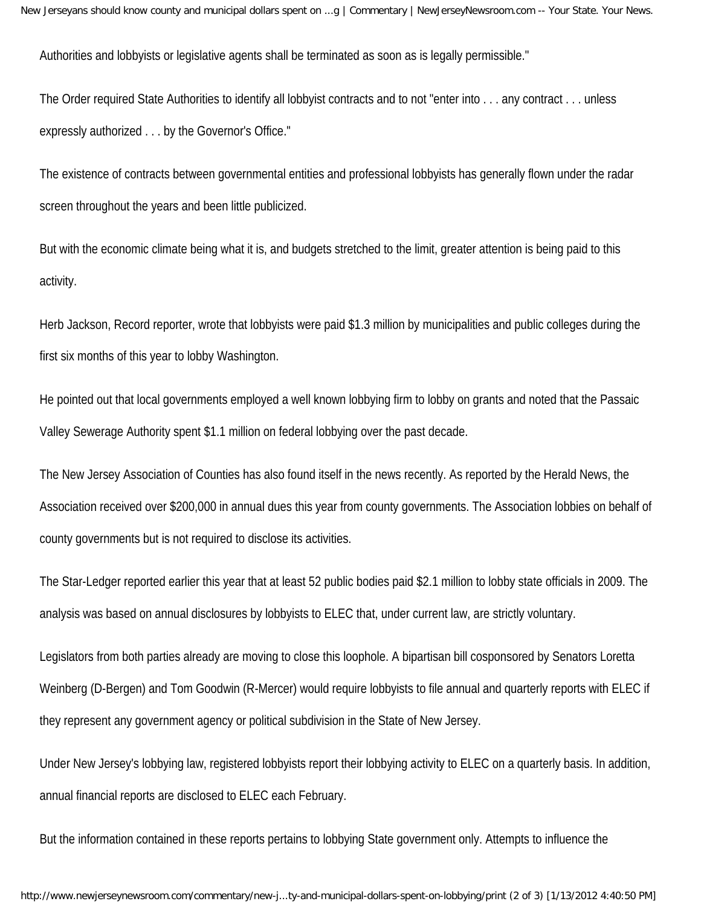Authorities and lobbyists or legislative agents shall be terminated as soon as is legally permissible."

The Order required State Authorities to identify all lobbyist contracts and to not "enter into . . . any contract . . . unless expressly authorized . . . by the Governor's Office."

The existence of contracts between governmental entities and professional lobbyists has generally flown under the radar screen throughout the years and been little publicized.

But with the economic climate being what it is, and budgets stretched to the limit, greater attention is being paid to this activity.

Herb Jackson, Record reporter, wrote that lobbyists were paid $1.3 million by municipalities and public colleges during the first six months of this year to lobby Washington.

He pointed out that local governments employed a well known lobbying firm to lobby on grants and noted that the Passaic Valley Sewerage Authority spent $1.1 million on federal lobbying over the past decade.

The New Jersey Association of Counties has also found itself in the news recently. As reported by the Herald News, the Association received over $200,000 in annual dues this year from county governments. The Association lobbies on behalf of county governments but is not required to disclose its activities.

The Star-Ledger reported earlier this year that at least 52 public bodies paid $2.1 million to lobby state officials in 2009. The analysis was based on annual disclosures by lobbyists to ELEC that, under current law, are strictly voluntary.

Legislators from both parties already are moving to close this loophole. A bipartisan bill cosponsored by Senators Loretta Weinberg (D-Bergen) and Tom Goodwin (R-Mercer) would require lobbyists to file annual and quarterly reports with ELEC if they represent any government agency or political subdivision in the State of New Jersey.

Under New Jersey's lobbying law, registered lobbyists report their lobbying activity to ELEC on a quarterly basis. In addition, annual financial reports are disclosed to ELEC each February.

But the information contained in these reports pertains to lobbying State government only. Attempts to influence the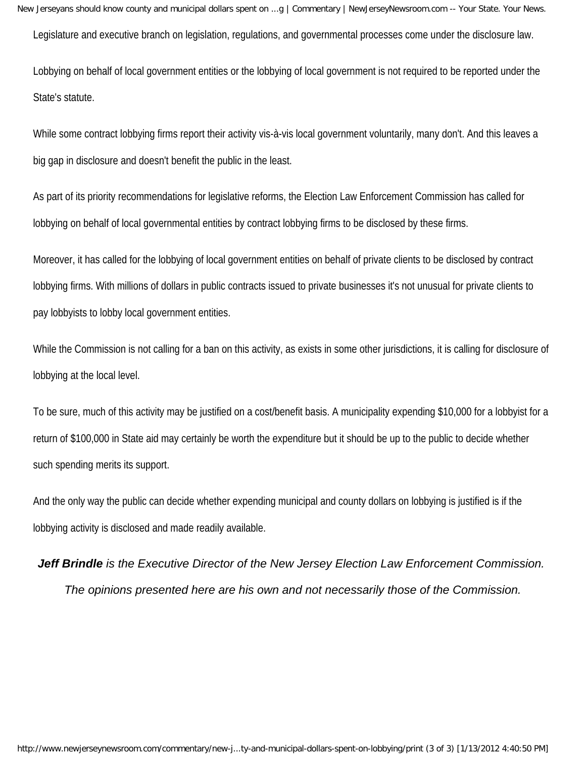Legislature and executive branch on legislation, regulations, and governmental processes come under the disclosure law.

Lobbying on behalf of local government entities or the lobbying of local government is not required to be reported under the State's statute.

While some contract lobbying firms report their activity vis-à-vis local government voluntarily, many don't. And this leaves a big gap in disclosure and doesn't benefit the public in the least.

As part of its priority recommendations for legislative reforms, the Election Law Enforcement Commission has called for lobbying on behalf of local governmental entities by contract lobbying firms to be disclosed by these firms.

Moreover, it has called for the lobbying of local government entities on behalf of private clients to be disclosed by contract lobbying firms. With millions of dollars in public contracts issued to private businesses it's not unusual for private clients to pay lobbyists to lobby local government entities.

While the Commission is not calling for a ban on this activity, as exists in some other jurisdictions, it is calling for disclosure of lobbying at the local level.

To be sure, much of this activity may be justified on a cost/benefit basis. A municipality expending $10,000 for a lobbyist for a return of $100,000 in State aid may certainly be worth the expenditure but it should be up to the public to decide whether such spending merits its support.

And the only way the public can decide whether expending municipal and county dollars on lobbying is justified is if the lobbying activity is disclosed and made readily available.

***Jeff Brindle*** *is the Executive Director of the New Jersey Election Law Enforcement Commission. The opinions presented here are his own and not necessarily those of the Commission.*